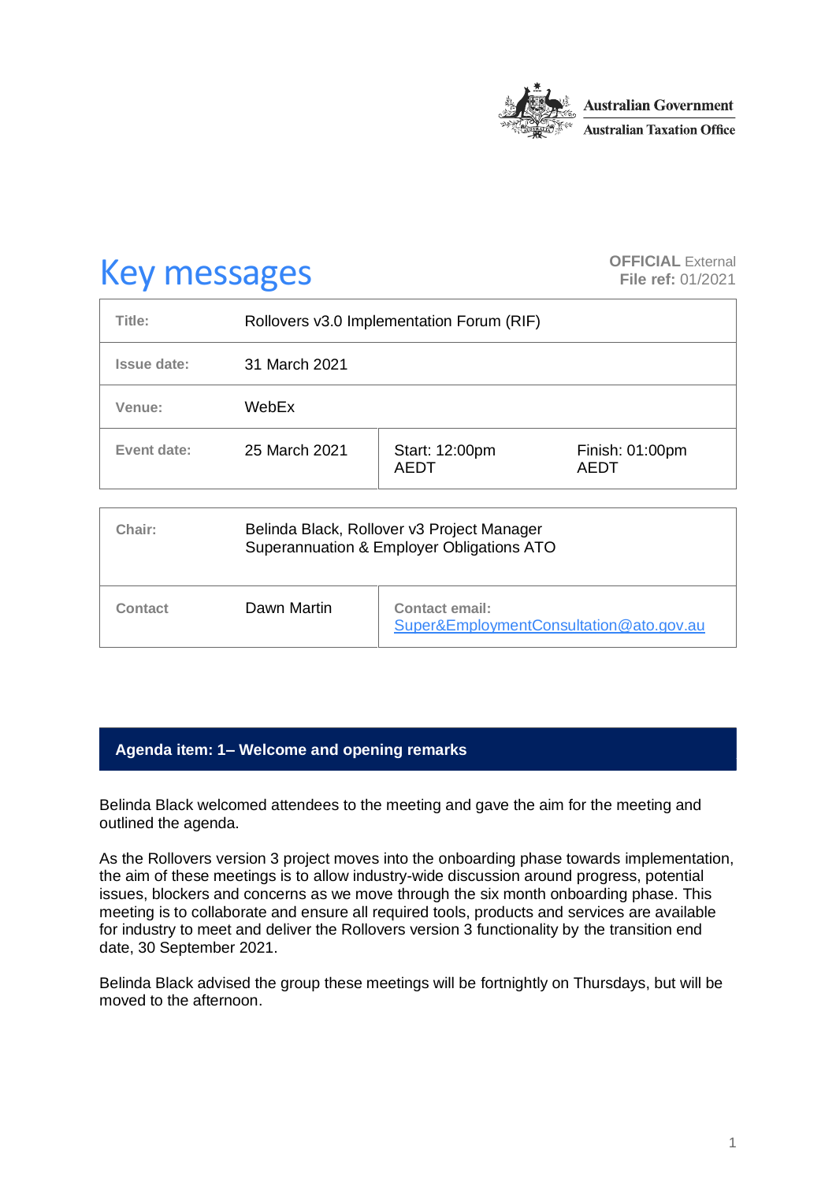Australian Government
Australian Taxation Office

# Key messages

**OFFICIAL** External
**File ref:** 01/2021

| | | | |
|---|---|---|---|
| **Title:** | Rollovers v3.0 Implementation Forum (RIF) | | |
| **Issue date:** | 31 March 2021 | | |
| **Venue:** | WebEx | | |
| **Event date:** | 25 March 2021 | Start: 12:00pm AEDT | Finish: 01:00pm AEDT |

| | | |
|---|---|---|
| **Chair:** | Belinda Black, Rollover v3 Project Manager Superannuation & Employer Obligations ATO | |
| **Contact** | Dawn Martin | **Contact email:** Super&EmploymentConsultation@ato.gov.au |

## Agenda item: 1– Welcome and opening remarks

Belinda Black welcomed attendees to the meeting and gave the aim for the meeting and outlined the agenda.

As the Rollovers version 3 project moves into the onboarding phase towards implementation, the aim of these meetings is to allow industry-wide discussion around progress, potential issues, blockers and concerns as we move through the six month onboarding phase. This meeting is to collaborate and ensure all required tools, products and services are available for industry to meet and deliver the Rollovers version 3 functionality by the transition end date, 30 September 2021.

Belinda Black advised the group these meetings will be fortnightly on Thursdays, but will be moved to the afternoon.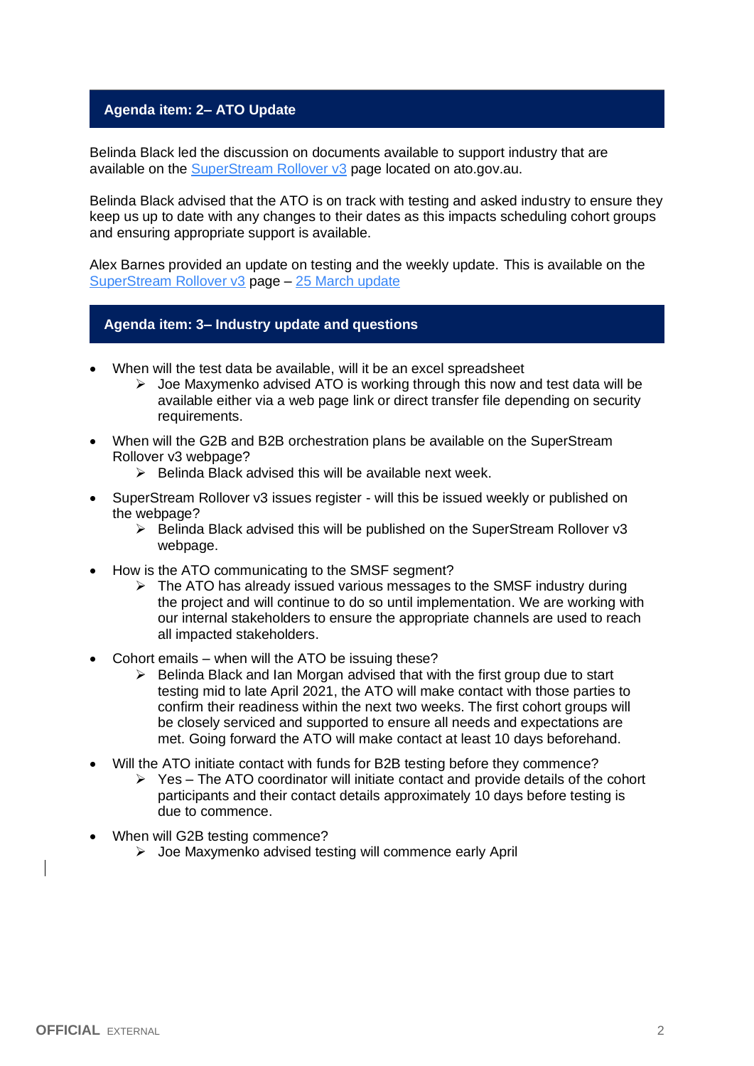## Agenda item: 2– ATO Update

Belinda Black led the discussion on documents available to support industry that are available on the SuperStream Rollover v3 page located on ato.gov.au.

Belinda Black advised that the ATO is on track with testing and asked industry to ensure they keep us up to date with any changes to their dates as this impacts scheduling cohort groups and ensuring appropriate support is available.

Alex Barnes provided an update on testing and the weekly update. This is available on the SuperStream Rollover v3 page – 25 March update

## Agenda item: 3– Industry update and questions

- When will the test data be available, will it be an excel spreadsheet
  - Joe Maxymenko advised ATO is working through this now and test data will be available either via a web page link or direct transfer file depending on security requirements.
- When will the G2B and B2B orchestration plans be available on the SuperStream Rollover v3 webpage?
  - Belinda Black advised this will be available next week.
- SuperStream Rollover v3 issues register - will this be issued weekly or published on the webpage?
  - Belinda Black advised this will be published on the SuperStream Rollover v3 webpage.
- How is the ATO communicating to the SMSF segment?
  - The ATO has already issued various messages to the SMSF industry during the project and will continue to do so until implementation. We are working with our internal stakeholders to ensure the appropriate channels are used to reach all impacted stakeholders.
- Cohort emails – when will the ATO be issuing these?
  - Belinda Black and Ian Morgan advised that with the first group due to start testing mid to late April 2021, the ATO will make contact with those parties to confirm their readiness within the next two weeks. The first cohort groups will be closely serviced and supported to ensure all needs and expectations are met. Going forward the ATO will make contact at least 10 days beforehand.
- Will the ATO initiate contact with funds for B2B testing before they commence?
  - Yes – The ATO coordinator will initiate contact and provide details of the cohort participants and their contact details approximately 10 days before testing is due to commence.
- When will G2B testing commence?
  - Joe Maxymenko advised testing will commence early April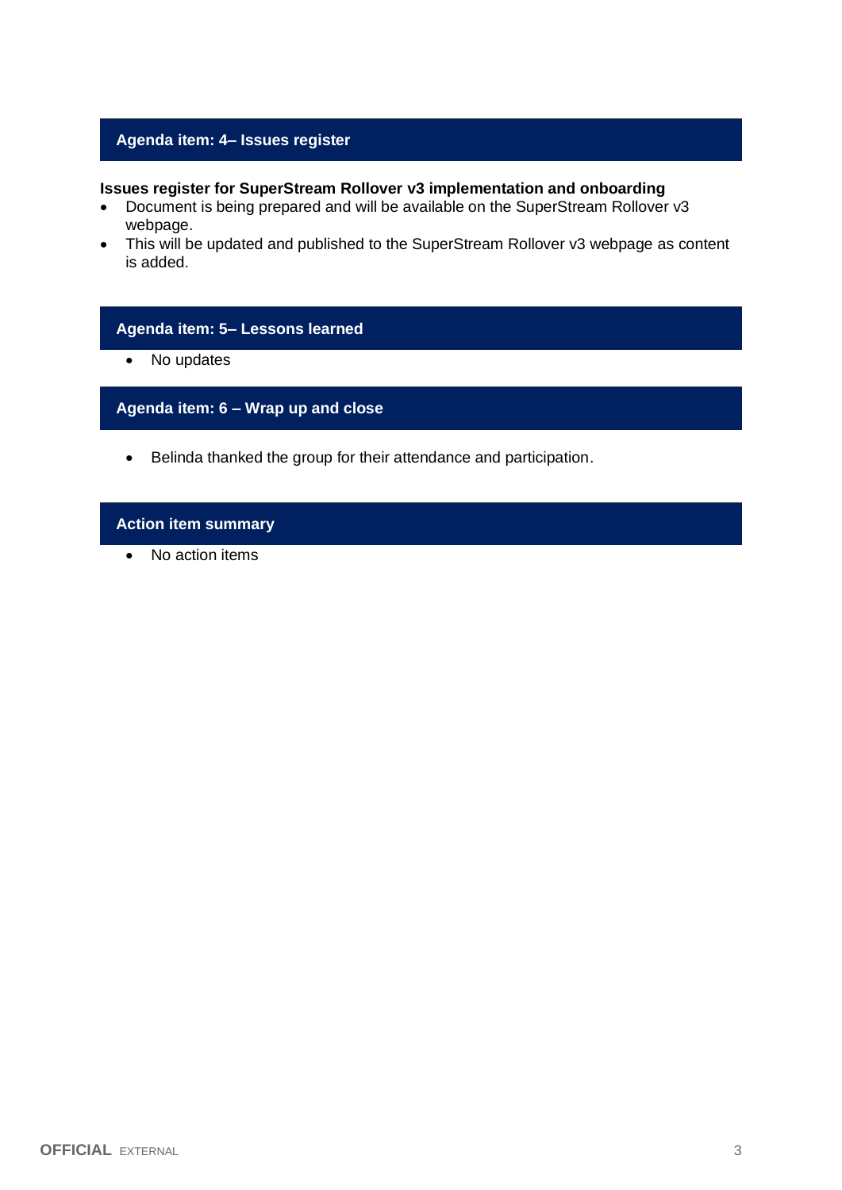## Agenda item: 4– Issues register

**Issues register for SuperStream Rollover v3 implementation and onboarding**

- Document is being prepared and will be available on the SuperStream Rollover v3 webpage.
- This will be updated and published to the SuperStream Rollover v3 webpage as content is added.

## Agenda item: 5– Lessons learned

- No updates

## Agenda item: 6 – Wrap up and close

- Belinda thanked the group for their attendance and participation.

## Action item summary

- No action items

**OFFICIAL** EXTERNAL